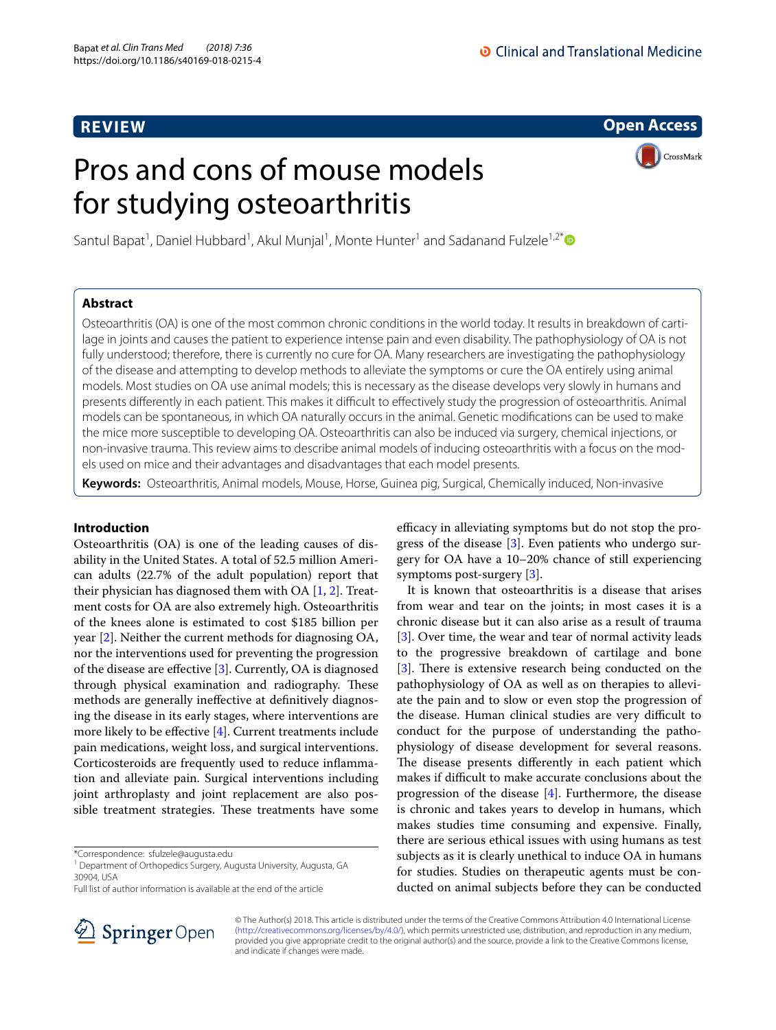REVIEW

Open Access

# Pros and cons of mouse models for studying osteoarthritis

Santul Bapat[1], Daniel Hubbard[1], Akul Munjal[1], Monte Hunter[1] and Sadanand Fulzele[1,2*]

## Abstract

Osteoarthritis (OA) is one of the most common chronic conditions in the world today. It results in breakdown of cartilage in joints and causes the patient to experience intense pain and even disability. The pathophysiology of OA is not fully understood; therefore, there is currently no cure for OA. Many researchers are investigating the pathophysiology of the disease and attempting to develop methods to alleviate the symptoms or cure the OA entirely using animal models. Most studies on OA use animal models; this is necessary as the disease develops very slowly in humans and presents differently in each patient. This makes it difficult to effectively study the progression of osteoarthritis. Animal models can be spontaneous, in which OA naturally occurs in the animal. Genetic modifications can be used to make the mice more susceptible to developing OA. Osteoarthritis can also be induced via surgery, chemical injections, or non-invasive trauma. This review aims to describe animal models of inducing osteoarthritis with a focus on the models used on mice and their advantages and disadvantages that each model presents.

**Keywords:** Osteoarthritis, Animal models, Mouse, Horse, Guinea pig, Surgical, Chemically induced, Non-invasive

## Introduction

Osteoarthritis (OA) is one of the leading causes of disability in the United States. A total of 52.5 million American adults (22.7% of the adult population) report that their physician has diagnosed them with OA [1, 2]. Treatment costs for OA are also extremely high. Osteoarthritis of the knees alone is estimated to cost $185 billion per year [2]. Neither the current methods for diagnosing OA, nor the interventions used for preventing the progression of the disease are effective [3]. Currently, OA is diagnosed through physical examination and radiography. These methods are generally ineffective at definitively diagnosing the disease in its early stages, where interventions are more likely to be effective [4]. Current treatments include pain medications, weight loss, and surgical interventions. Corticosteroids are frequently used to reduce inflammation and alleviate pain. Surgical interventions including joint arthroplasty and joint replacement are also possible treatment strategies. These treatments have some efficacy in alleviating symptoms but do not stop the progress of the disease [3]. Even patients who undergo surgery for OA have a 10–20% chance of still experiencing symptoms post-surgery [3].

It is known that osteoarthritis is a disease that arises from wear and tear on the joints; in most cases it is a chronic disease but it can also arise as a result of trauma [3]. Over time, the wear and tear of normal activity leads to the progressive breakdown of cartilage and bone [3]. There is extensive research being conducted on the pathophysiology of OA as well as on therapies to alleviate the pain and to slow or even stop the progression of the disease. Human clinical studies are very difficult to conduct for the purpose of understanding the pathophysiology of disease development for several reasons. The disease presents differently in each patient which makes if difficult to make accurate conclusions about the progression of the disease [4]. Furthermore, the disease is chronic and takes years to develop in humans, which makes studies time consuming and expensive. Finally, there are serious ethical issues with using humans as test subjects as it is clearly unethical to induce OA in humans for studies. Studies on therapeutic agents must be conducted on animal subjects before they can be conducted

*Correspondence: sfulzele@augusta.edu
[1] Department of Orthopedics Surgery, Augusta University, Augusta, GA 30904, USA
Full list of author information is available at the end of the article

© The Author(s) 2018. This article is distributed under the terms of the Creative Commons Attribution 4.0 International License (http://creativecommons.org/licenses/by/4.0/), which permits unrestricted use, distribution, and reproduction in any medium, provided you give appropriate credit to the original author(s) and the source, provide a link to the Creative Commons license, and indicate if changes were made.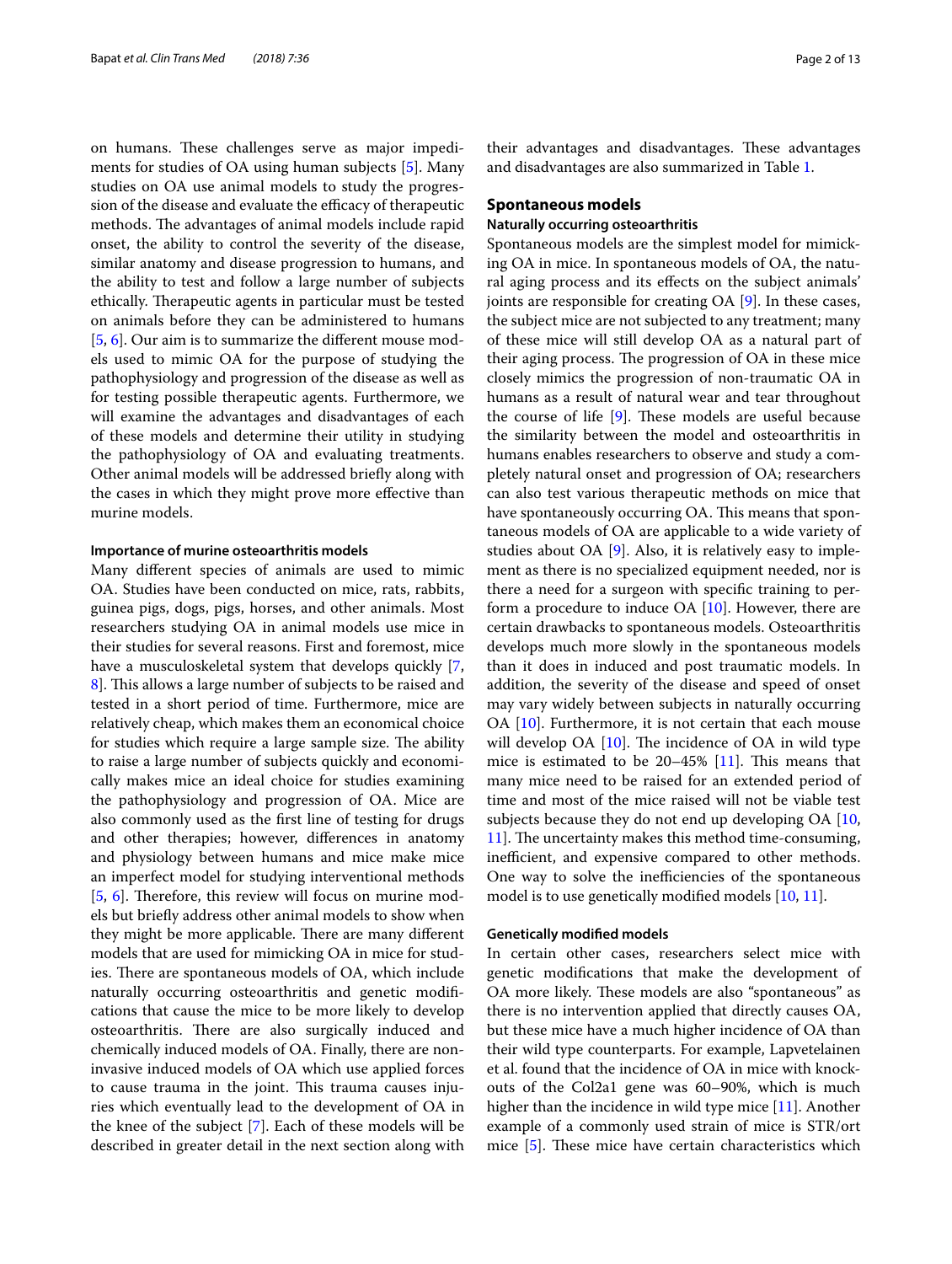on humans. These challenges serve as major impediments for studies of OA using human subjects [5]. Many studies on OA use animal models to study the progression of the disease and evaluate the efficacy of therapeutic methods. The advantages of animal models include rapid onset, the ability to control the severity of the disease, similar anatomy and disease progression to humans, and the ability to test and follow a large number of subjects ethically. Therapeutic agents in particular must be tested on animals before they can be administered to humans [5, 6]. Our aim is to summarize the different mouse models used to mimic OA for the purpose of studying the pathophysiology and progression of the disease as well as for testing possible therapeutic agents. Furthermore, we will examine the advantages and disadvantages of each of these models and determine their utility in studying the pathophysiology of OA and evaluating treatments. Other animal models will be addressed briefly along with the cases in which they might prove more effective than murine models.

#### Importance of murine osteoarthritis models

Many different species of animals are used to mimic OA. Studies have been conducted on mice, rats, rabbits, guinea pigs, dogs, pigs, horses, and other animals. Most researchers studying OA in animal models use mice in their studies for several reasons. First and foremost, mice have a musculoskeletal system that develops quickly [7, 8]. This allows a large number of subjects to be raised and tested in a short period of time. Furthermore, mice are relatively cheap, which makes them an economical choice for studies which require a large sample size. The ability to raise a large number of subjects quickly and economically makes mice an ideal choice for studies examining the pathophysiology and progression of OA. Mice are also commonly used as the first line of testing for drugs and other therapies; however, differences in anatomy and physiology between humans and mice make mice an imperfect model for studying interventional methods [5, 6]. Therefore, this review will focus on murine models but briefly address other animal models to show when they might be more applicable. There are many different models that are used for mimicking OA in mice for studies. There are spontaneous models of OA, which include naturally occurring osteoarthritis and genetic modifications that cause the mice to be more likely to develop osteoarthritis. There are also surgically induced and chemically induced models of OA. Finally, there are non-invasive induced models of OA which use applied forces to cause trauma in the joint. This trauma causes injuries which eventually lead to the development of OA in the knee of the subject [7]. Each of these models will be described in greater detail in the next section along with their advantages and disadvantages. These advantages and disadvantages are also summarized in Table 1.

## Spontaneous models

#### Naturally occurring osteoarthritis

Spontaneous models are the simplest model for mimicking OA in mice. In spontaneous models of OA, the natural aging process and its effects on the subject animals' joints are responsible for creating OA [9]. In these cases, the subject mice are not subjected to any treatment; many of these mice will still develop OA as a natural part of their aging process. The progression of OA in these mice closely mimics the progression of non-traumatic OA in humans as a result of natural wear and tear throughout the course of life [9]. These models are useful because the similarity between the model and osteoarthritis in humans enables researchers to observe and study a completely natural onset and progression of OA; researchers can also test various therapeutic methods on mice that have spontaneously occurring OA. This means that spontaneous models of OA are applicable to a wide variety of studies about OA [9]. Also, it is relatively easy to implement as there is no specialized equipment needed, nor is there a need for a surgeon with specific training to perform a procedure to induce OA [10]. However, there are certain drawbacks to spontaneous models. Osteoarthritis develops much more slowly in the spontaneous models than it does in induced and post traumatic models. In addition, the severity of the disease and speed of onset may vary widely between subjects in naturally occurring OA [10]. Furthermore, it is not certain that each mouse will develop OA [10]. The incidence of OA in wild type mice is estimated to be 20–45% [11]. This means that many mice need to be raised for an extended period of time and most of the mice raised will not be viable test subjects because they do not end up developing OA [10, 11]. The uncertainty makes this method time-consuming, inefficient, and expensive compared to other methods. One way to solve the inefficiencies of the spontaneous model is to use genetically modified models [10, 11].

#### Genetically modified models

In certain other cases, researchers select mice with genetic modifications that make the development of OA more likely. These models are also "spontaneous" as there is no intervention applied that directly causes OA, but these mice have a much higher incidence of OA than their wild type counterparts. For example, Lapvetelainen et al. found that the incidence of OA in mice with knockouts of the Col2a1 gene was 60–90%, which is much higher than the incidence in wild type mice [11]. Another example of a commonly used strain of mice is STR/ort mice [5]. These mice have certain characteristics which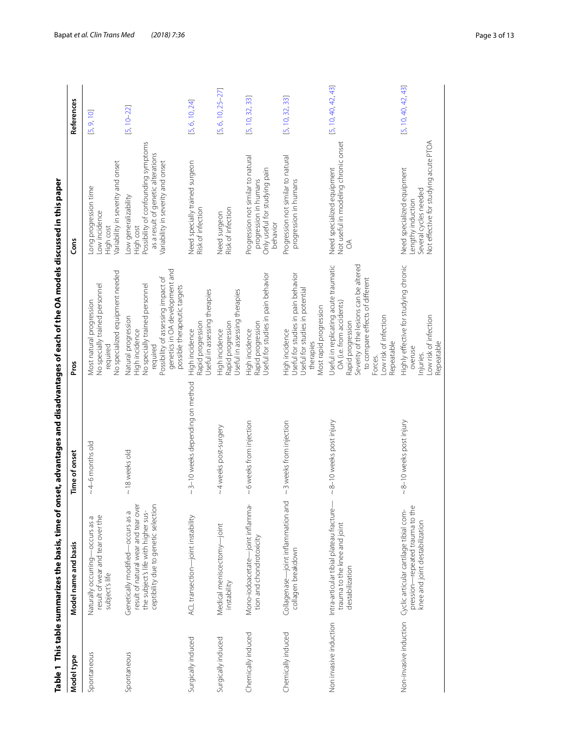**Table 1 This table summarizes the basis, time of onset, advantages and disadvantages of each of the OA models discussed in this paper**

| Model type | Model name and basis | Time of onset | Pros | Cons | References |
|---|---|---|---|---|---|
| Spontaneous | Naturally occurring—occurs as a result of wear and tear over the subject's life | ~4–6 months old | Most natural progression<br>No specially trained personnel required<br>No specialized equipment needed | Long progression time<br>Low incidence<br>High cost<br>Variability in severity and onset | [5, 9, 10] |
| Spontaneous | Genetically modified—occurs as a result of natural wear and tear over the subject's life with higher susceptibility due to genetic selection | ~18 weeks old | Natural progression<br>High incidence<br>No specially trained personnel required<br>Possibility of assessing impact of genetics in OA development and possible therapeutic targets | Low generalizability<br>High cost<br>Possibility of confounding symptoms as a result of genetic alterations<br>Variability in severity and onset | [5, 10–22] |
| Surgically induced | ACL transection—joint instability | ~3–10 weeks depending on method | High incidence<br>Rapid progression<br>Useful in assessing therapies | Need specially trained surgeon<br>Risk of infection | [5, 6, 10, 24] |
| Surgically induced | Medical meniscectomy—joint instability | ~4 weeks post-surgery | High incidence<br>Rapid progression<br>Useful in assessing therapies | Need surgeon<br>Risk of infection | [5, 6, 10, 25–27] |
| Chemically induced | Mono-iodoacetate—joint inflammation and chondrotoxicity | ~6 weeks from injection | High incidence<br>Rapid progression<br>Useful for studies in pain behavior | Progression not similar to natural progression in humans<br>Only useful for studying pain behavior | [5, 10, 32, 33] |
| Chemically induced | Collagenase—joint inflammation and collagen breakdown | ~3 weeks from injection | High incidence<br>Useful for studies in pain behavior<br>Useful for studies in potential therapies<br>Most rapid progression | Progression not similar to natural progression in humans | [5, 10, 32, 33] |
| Non invasive induction | Intra-articular tibial plateau fracture—trauma to the knee and joint destabilization | ~8–10 weeks post injury | Useful in replicating acute traumatic OA (i.e. from accidents)<br>Rapid progression<br>Severity of the lesions can be altered to compare effects of different Forces.<br>Low risk of infection<br>Repeatable | Need specialized equipment<br>Not useful in modeling chronic onset OA | [5, 10, 40, 42, 43] |
| Non-invasive induction | Cyclic articular cartilage tibial compression—repeated trauma to the knee and joint destabilization | ~8–10 weeks post injury | Highly effective for studying chronic overuse<br>Injuries.<br>Low risk of infection<br>Repeatable | Need specialized equipment<br>Lengthy induction<br>Several cycles needed<br>Not effective for studying acute PTOA | [5, 10, 40, 42, 43] |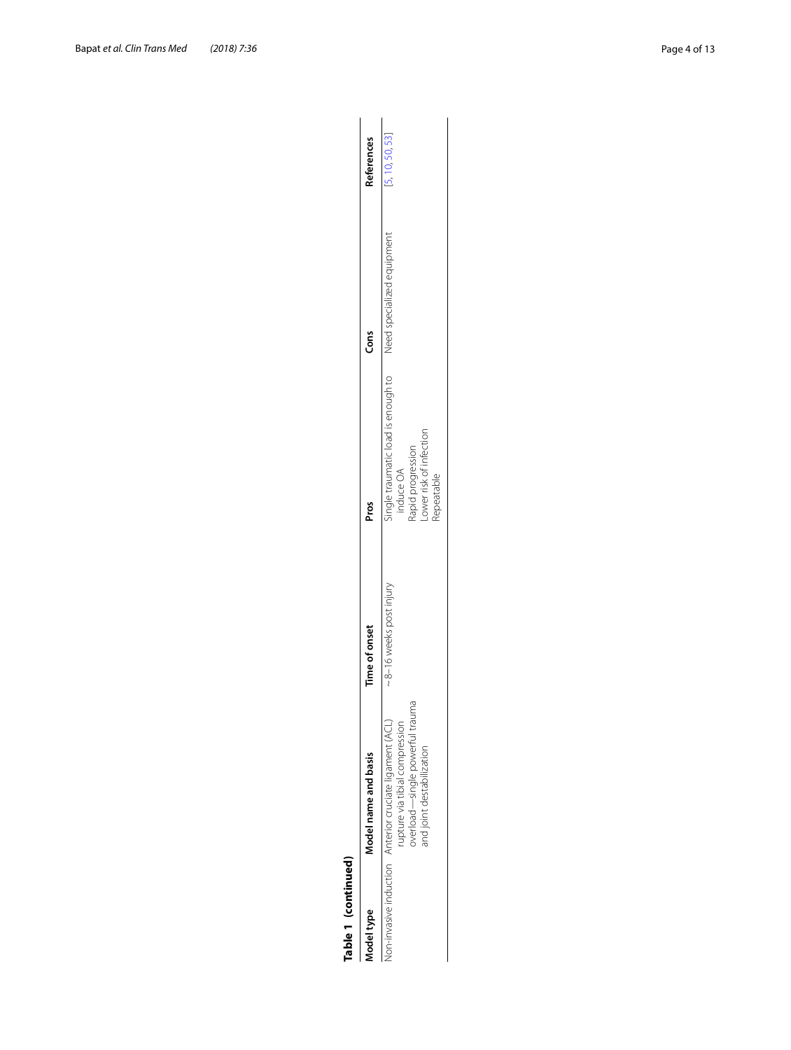**Table 1 (continued)**

| Model type | Model name and basis | Time of onset | Pros | Cons | References |
|---|---|---|---|---|---|
| Non-invasive induction | Anterior cruciate ligament (ACL) rupture via tibial compression overload—single powerful trauma and joint destabilization | ~8–16 weeks post injury | Single traumatic load is enough to induce OA<br>Rapid progression<br>Lower risk of infection<br>Repeatable | Need specialized equipment | [5, 10, 50, 53] |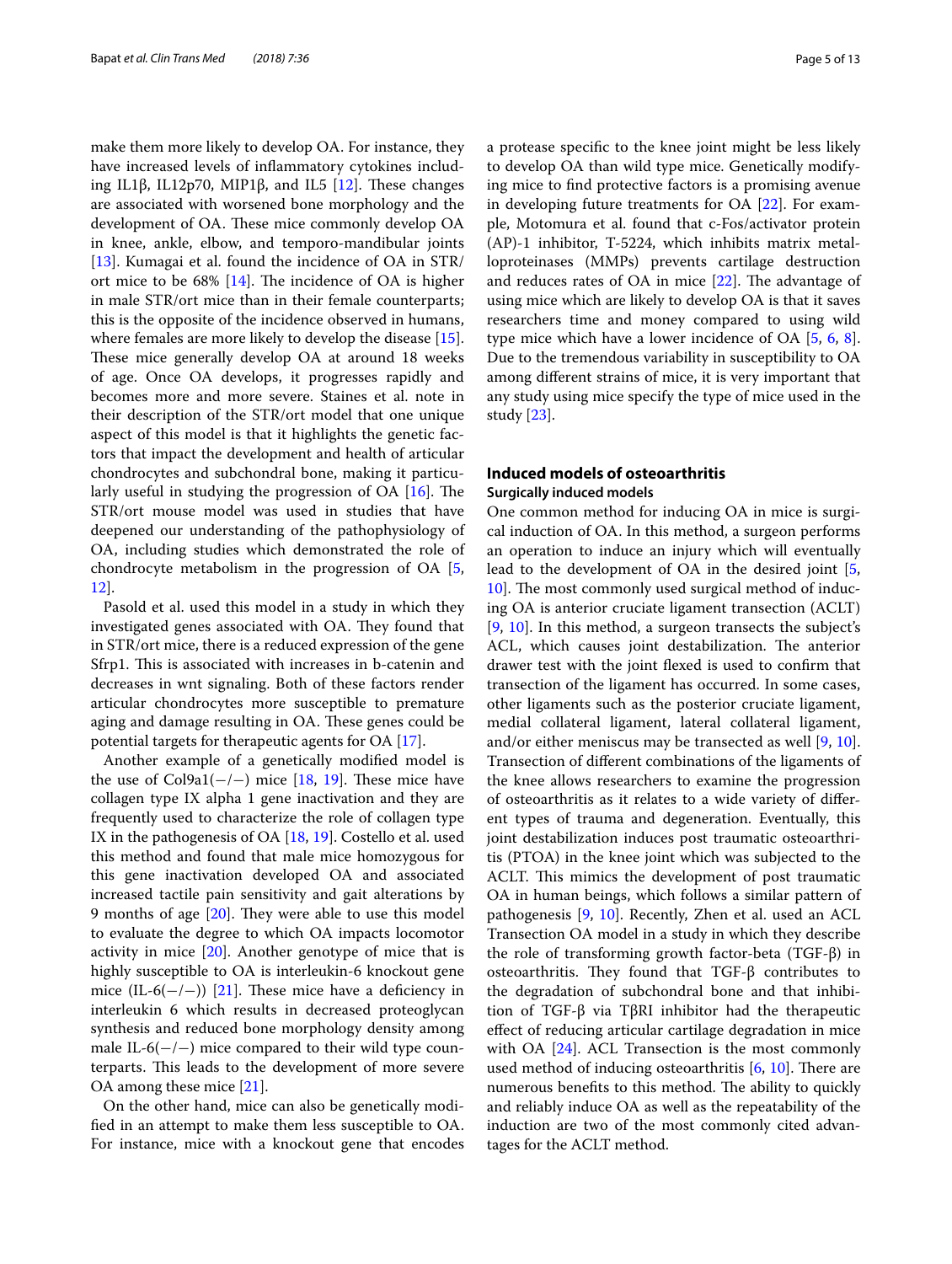make them more likely to develop OA. For instance, they have increased levels of inflammatory cytokines including IL1β, IL12p70, MIP1β, and IL5 [12]. These changes are associated with worsened bone morphology and the development of OA. These mice commonly develop OA in knee, ankle, elbow, and temporo-mandibular joints [13]. Kumagai et al. found the incidence of OA in STR/ort mice to be 68% [14]. The incidence of OA is higher in male STR/ort mice than in their female counterparts; this is the opposite of the incidence observed in humans, where females are more likely to develop the disease [15]. These mice generally develop OA at around 18 weeks of age. Once OA develops, it progresses rapidly and becomes more and more severe. Staines et al. note in their description of the STR/ort model that one unique aspect of this model is that it highlights the genetic factors that impact the development and health of articular chondrocytes and subchondral bone, making it particularly useful in studying the progression of OA [16]. The STR/ort mouse model was used in studies that have deepened our understanding of the pathophysiology of OA, including studies which demonstrated the role of chondrocyte metabolism in the progression of OA [5, 12].

Pasold et al. used this model in a study in which they investigated genes associated with OA. They found that in STR/ort mice, there is a reduced expression of the gene Sfrp1. This is associated with increases in b-catenin and decreases in wnt signaling. Both of these factors render articular chondrocytes more susceptible to premature aging and damage resulting in OA. These genes could be potential targets for therapeutic agents for OA [17].

Another example of a genetically modified model is the use of Col9a1(−/−) mice [18, 19]. These mice have collagen type IX alpha 1 gene inactivation and they are frequently used to characterize the role of collagen type IX in the pathogenesis of OA [18, 19]. Costello et al. used this method and found that male mice homozygous for this gene inactivation developed OA and associated increased tactile pain sensitivity and gait alterations by 9 months of age [20]. They were able to use this model to evaluate the degree to which OA impacts locomotor activity in mice [20]. Another genotype of mice that is highly susceptible to OA is interleukin-6 knockout gene mice (IL-6(−/−)) [21]. These mice have a deficiency in interleukin 6 which results in decreased proteoglycan synthesis and reduced bone morphology density among male IL-6(−/−) mice compared to their wild type counterparts. This leads to the development of more severe OA among these mice [21].

On the other hand, mice can also be genetically modified in an attempt to make them less susceptible to OA. For instance, mice with a knockout gene that encodes a protease specific to the knee joint might be less likely to develop OA than wild type mice. Genetically modifying mice to find protective factors is a promising avenue in developing future treatments for OA [22]. For example, Motomura et al. found that c-Fos/activator protein (AP)-1 inhibitor, T-5224, which inhibits matrix metalloproteinases (MMPs) prevents cartilage destruction and reduces rates of OA in mice [22]. The advantage of using mice which are likely to develop OA is that it saves researchers time and money compared to using wild type mice which have a lower incidence of OA [5, 6, 8]. Due to the tremendous variability in susceptibility to OA among different strains of mice, it is very important that any study using mice specify the type of mice used in the study [23].

## Induced models of osteoarthritis

### Surgically induced models

One common method for inducing OA in mice is surgical induction of OA. In this method, a surgeon performs an operation to induce an injury which will eventually lead to the development of OA in the desired joint [5, 10]. The most commonly used surgical method of inducing OA is anterior cruciate ligament transection (ACLT) [9, 10]. In this method, a surgeon transects the subject's ACL, which causes joint destabilization. The anterior drawer test with the joint flexed is used to confirm that transection of the ligament has occurred. In some cases, other ligaments such as the posterior cruciate ligament, medial collateral ligament, lateral collateral ligament, and/or either meniscus may be transected as well [9, 10]. Transection of different combinations of the ligaments of the knee allows researchers to examine the progression of osteoarthritis as it relates to a wide variety of different types of trauma and degeneration. Eventually, this joint destabilization induces post traumatic osteoarthritis (PTOA) in the knee joint which was subjected to the ACLT. This mimics the development of post traumatic OA in human beings, which follows a similar pattern of pathogenesis [9, 10]. Recently, Zhen et al. used an ACL Transection OA model in a study in which they describe the role of transforming growth factor-beta (TGF-β) in osteoarthritis. They found that TGF-β contributes to the degradation of subchondral bone and that inhibition of TGF-β via TβRI inhibitor had the therapeutic effect of reducing articular cartilage degradation in mice with OA [24]. ACL Transection is the most commonly used method of inducing osteoarthritis [6, 10]. There are numerous benefits to this method. The ability to quickly and reliably induce OA as well as the repeatability of the induction are two of the most commonly cited advantages for the ACLT method.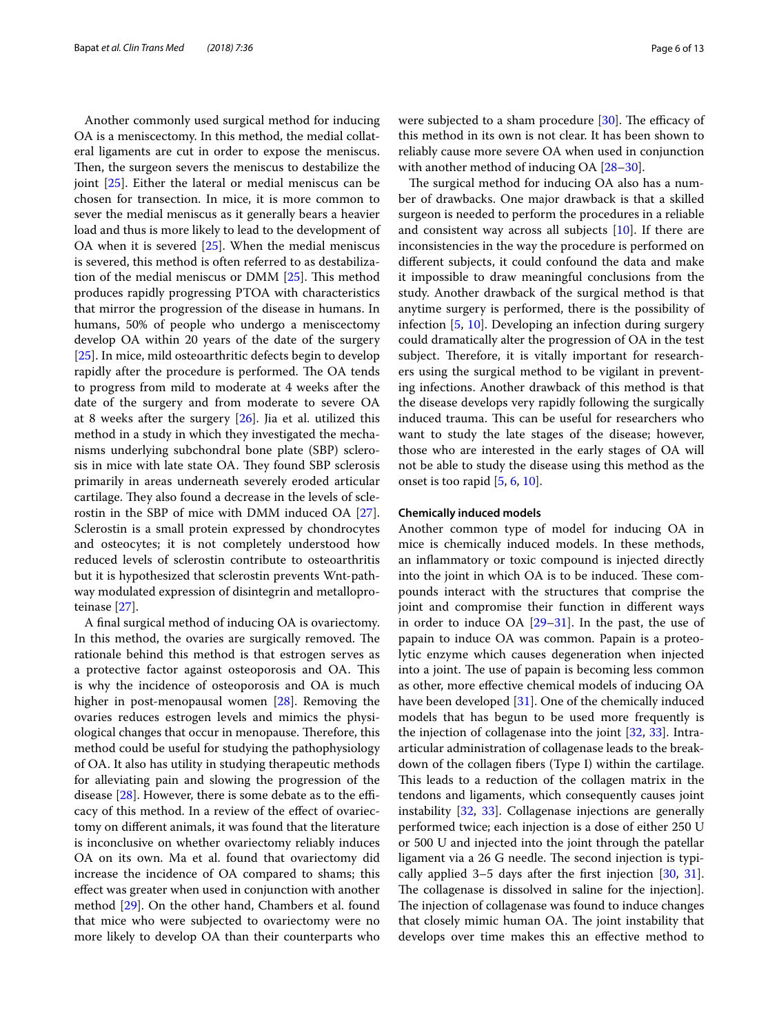Another commonly used surgical method for inducing OA is a meniscectomy. In this method, the medial collateral ligaments are cut in order to expose the meniscus. Then, the surgeon severs the meniscus to destabilize the joint [25]. Either the lateral or medial meniscus can be chosen for transection. In mice, it is more common to sever the medial meniscus as it generally bears a heavier load and thus is more likely to lead to the development of OA when it is severed [25]. When the medial meniscus is severed, this method is often referred to as destabilization of the medial meniscus or DMM [25]. This method produces rapidly progressing PTOA with characteristics that mirror the progression of the disease in humans. In humans, 50% of people who undergo a meniscectomy develop OA within 20 years of the date of the surgery [25]. In mice, mild osteoarthritic defects begin to develop rapidly after the procedure is performed. The OA tends to progress from mild to moderate at 4 weeks after the date of the surgery and from moderate to severe OA at 8 weeks after the surgery [26]. Jia et al. utilized this method in a study in which they investigated the mechanisms underlying subchondral bone plate (SBP) sclerosis in mice with late state OA. They found SBP sclerosis primarily in areas underneath severely eroded articular cartilage. They also found a decrease in the levels of sclerostin in the SBP of mice with DMM induced OA [27]. Sclerostin is a small protein expressed by chondrocytes and osteocytes; it is not completely understood how reduced levels of sclerostin contribute to osteoarthritis but it is hypothesized that sclerostin prevents Wnt-pathway modulated expression of disintegrin and metalloproteinase [27].

A final surgical method of inducing OA is ovariectomy. In this method, the ovaries are surgically removed. The rationale behind this method is that estrogen serves as a protective factor against osteoporosis and OA. This is why the incidence of osteoporosis and OA is much higher in post-menopausal women [28]. Removing the ovaries reduces estrogen levels and mimics the physiological changes that occur in menopause. Therefore, this method could be useful for studying the pathophysiology of OA. It also has utility in studying therapeutic methods for alleviating pain and slowing the progression of the disease [28]. However, there is some debate as to the efficacy of this method. In a review of the effect of ovariectomy on different animals, it was found that the literature is inconclusive on whether ovariectomy reliably induces OA on its own. Ma et al. found that ovariectomy did increase the incidence of OA compared to shams; this effect was greater when used in conjunction with another method [29]. On the other hand, Chambers et al. found that mice who were subjected to ovariectomy were no more likely to develop OA than their counterparts who were subjected to a sham procedure [30]. The efficacy of this method in its own is not clear. It has been shown to reliably cause more severe OA when used in conjunction with another method of inducing OA [28–30].

The surgical method for inducing OA also has a number of drawbacks. One major drawback is that a skilled surgeon is needed to perform the procedures in a reliable and consistent way across all subjects [10]. If there are inconsistencies in the way the procedure is performed on different subjects, it could confound the data and make it impossible to draw meaningful conclusions from the study. Another drawback of the surgical method is that anytime surgery is performed, there is the possibility of infection [5, 10]. Developing an infection during surgery could dramatically alter the progression of OA in the test subject. Therefore, it is vitally important for researchers using the surgical method to be vigilant in preventing infections. Another drawback of this method is that the disease develops very rapidly following the surgically induced trauma. This can be useful for researchers who want to study the late stages of the disease; however, those who are interested in the early stages of OA will not be able to study the disease using this method as the onset is too rapid [5, 6, 10].

#### Chemically induced models

Another common type of model for inducing OA in mice is chemically induced models. In these methods, an inflammatory or toxic compound is injected directly into the joint in which OA is to be induced. These compounds interact with the structures that comprise the joint and compromise their function in different ways in order to induce OA [29–31]. In the past, the use of papain to induce OA was common. Papain is a proteolytic enzyme which causes degeneration when injected into a joint. The use of papain is becoming less common as other, more effective chemical models of inducing OA have been developed [31]. One of the chemically induced models that has begun to be used more frequently is the injection of collagenase into the joint [32, 33]. Intra-articular administration of collagenase leads to the breakdown of the collagen fibers (Type I) within the cartilage. This leads to a reduction of the collagen matrix in the tendons and ligaments, which consequently causes joint instability [32, 33]. Collagenase injections are generally performed twice; each injection is a dose of either 250 U or 500 U and injected into the joint through the patellar ligament via a 26 G needle. The second injection is typically applied 3–5 days after the first injection [30, 31]. The collagenase is dissolved in saline for the injection]. The injection of collagenase was found to induce changes that closely mimic human OA. The joint instability that develops over time makes this an effective method to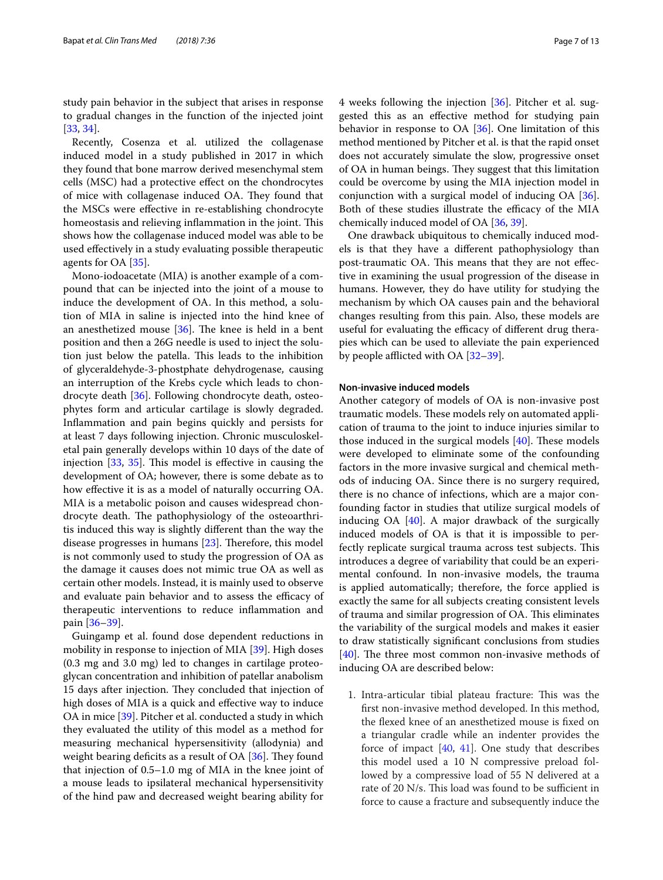study pain behavior in the subject that arises in response to gradual changes in the function of the injected joint [33, 34].

Recently, Cosenza et al. utilized the collagenase induced model in a study published in 2017 in which they found that bone marrow derived mesenchymal stem cells (MSC) had a protective effect on the chondrocytes of mice with collagenase induced OA. They found that the MSCs were effective in re-establishing chondrocyte homeostasis and relieving inflammation in the joint. This shows how the collagenase induced model was able to be used effectively in a study evaluating possible therapeutic agents for OA [35].

Mono-iodoacetate (MIA) is another example of a compound that can be injected into the joint of a mouse to induce the development of OA. In this method, a solution of MIA in saline is injected into the hind knee of an anesthetized mouse [36]. The knee is held in a bent position and then a 26G needle is used to inject the solution just below the patella. This leads to the inhibition of glyceraldehyde-3-phostphate dehydrogenase, causing an interruption of the Krebs cycle which leads to chondrocyte death [36]. Following chondrocyte death, osteophytes form and articular cartilage is slowly degraded. Inflammation and pain begins quickly and persists for at least 7 days following injection. Chronic musculoskeletal pain generally develops within 10 days of the date of injection [33, 35]. This model is effective in causing the development of OA; however, there is some debate as to how effective it is as a model of naturally occurring OA. MIA is a metabolic poison and causes widespread chondrocyte death. The pathophysiology of the osteoarthritis induced this way is slightly different than the way the disease progresses in humans [23]. Therefore, this model is not commonly used to study the progression of OA as the damage it causes does not mimic true OA as well as certain other models. Instead, it is mainly used to observe and evaluate pain behavior and to assess the efficacy of therapeutic interventions to reduce inflammation and pain [36–39].

Guingamp et al. found dose dependent reductions in mobility in response to injection of MIA [39]. High doses (0.3 mg and 3.0 mg) led to changes in cartilage proteoglycan concentration and inhibition of patellar anabolism 15 days after injection. They concluded that injection of high doses of MIA is a quick and effective way to induce OA in mice [39]. Pitcher et al. conducted a study in which they evaluated the utility of this model as a method for measuring mechanical hypersensitivity (allodynia) and weight bearing deficits as a result of OA [36]. They found that injection of 0.5–1.0 mg of MIA in the knee joint of a mouse leads to ipsilateral mechanical hypersensitivity of the hind paw and decreased weight bearing ability for 4 weeks following the injection [36]. Pitcher et al. suggested this as an effective method for studying pain behavior in response to OA [36]. One limitation of this method mentioned by Pitcher et al. is that the rapid onset does not accurately simulate the slow, progressive onset of OA in human beings. They suggest that this limitation could be overcome by using the MIA injection model in conjunction with a surgical model of inducing OA [36]. Both of these studies illustrate the efficacy of the MIA chemically induced model of OA [36, 39].

One drawback ubiquitous to chemically induced models is that they have a different pathophysiology than post-traumatic OA. This means that they are not effective in examining the usual progression of the disease in humans. However, they do have utility for studying the mechanism by which OA causes pain and the behavioral changes resulting from this pain. Also, these models are useful for evaluating the efficacy of different drug therapies which can be used to alleviate the pain experienced by people afflicted with OA [32–39].

#### Non-invasive induced models

Another category of models of OA is non-invasive post traumatic models. These models rely on automated application of trauma to the joint to induce injuries similar to those induced in the surgical models [40]. These models were developed to eliminate some of the confounding factors in the more invasive surgical and chemical methods of inducing OA. Since there is no surgery required, there is no chance of infections, which are a major confounding factor in studies that utilize surgical models of inducing OA [40]. A major drawback of the surgically induced models of OA is that it is impossible to perfectly replicate surgical trauma across test subjects. This introduces a degree of variability that could be an experimental confound. In non-invasive models, the trauma is applied automatically; therefore, the force applied is exactly the same for all subjects creating consistent levels of trauma and similar progression of OA. This eliminates the variability of the surgical models and makes it easier to draw statistically significant conclusions from studies [40]. The three most common non-invasive methods of inducing OA are described below:

1. Intra-articular tibial plateau fracture: This was the first non-invasive method developed. In this method, the flexed knee of an anesthetized mouse is fixed on a triangular cradle while an indenter provides the force of impact [40, 41]. One study that describes this model used a 10 N compressive preload followed by a compressive load of 55 N delivered at a rate of 20 N/s. This load was found to be sufficient in force to cause a fracture and subsequently induce the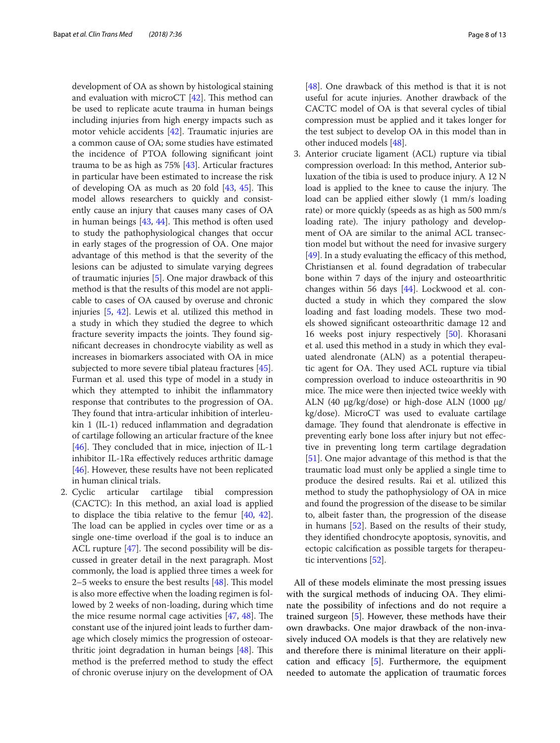development of OA as shown by histological staining and evaluation with microCT [42]. This method can be used to replicate acute trauma in human beings including injuries from high energy impacts such as motor vehicle accidents [42]. Traumatic injuries are a common cause of OA; some studies have estimated the incidence of PTOA following significant joint trauma to be as high as 75% [43]. Articular fractures in particular have been estimated to increase the risk of developing OA as much as 20 fold [43, 45]. This model allows researchers to quickly and consistently cause an injury that causes many cases of OA in human beings [43, 44]. This method is often used to study the pathophysiological changes that occur in early stages of the progression of OA. One major advantage of this method is that the severity of the lesions can be adjusted to simulate varying degrees of traumatic injuries [5]. One major drawback of this method is that the results of this model are not applicable to cases of OA caused by overuse and chronic injuries [5, 42]. Lewis et al. utilized this method in a study in which they studied the degree to which fracture severity impacts the joints. They found significant decreases in chondrocyte viability as well as increases in biomarkers associated with OA in mice subjected to more severe tibial plateau fractures [45]. Furman et al. used this type of model in a study in which they attempted to inhibit the inflammatory response that contributes to the progression of OA. They found that intra-articular inhibition of interleukin 1 (IL-1) reduced inflammation and degradation of cartilage following an articular fracture of the knee [46]. They concluded that in mice, injection of IL-1 inhibitor IL-1Ra effectively reduces arthritic damage [46]. However, these results have not been replicated in human clinical trials.

2. Cyclic articular cartilage tibial compression (CACTC): In this method, an axial load is applied to displace the tibia relative to the femur [40, 42]. The load can be applied in cycles over time or as a single one-time overload if the goal is to induce an ACL rupture [47]. The second possibility will be discussed in greater detail in the next paragraph. Most commonly, the load is applied three times a week for 2–5 weeks to ensure the best results [48]. This model is also more effective when the loading regimen is followed by 2 weeks of non-loading, during which time the mice resume normal cage activities [47, 48]. The constant use of the injured joint leads to further damage which closely mimics the progression of osteoarthritic joint degradation in human beings [48]. This method is the preferred method to study the effect of chronic overuse injury on the development of OA [48]. One drawback of this method is that it is not useful for acute injuries. Another drawback of the CACTC model of OA is that several cycles of tibial compression must be applied and it takes longer for the test subject to develop OA in this model than in other induced models [48].
3. Anterior cruciate ligament (ACL) rupture via tibial compression overload: In this method, Anterior subluxation of the tibia is used to produce injury. A 12 N load is applied to the knee to cause the injury. The load can be applied either slowly (1 mm/s loading rate) or more quickly (speeds as as high as 500 mm/s loading rate). The injury pathology and development of OA are similar to the animal ACL transection model but without the need for invasive surgery [49]. In a study evaluating the efficacy of this method, Christiansen et al. found degradation of trabecular bone within 7 days of the injury and osteoarthritic changes within 56 days [44]. Lockwood et al. conducted a study in which they compared the slow loading and fast loading models. These two models showed significant osteoarthritic damage 12 and 16 weeks post injury respectively [50]. Khorasani et al. used this method in a study in which they evaluated alendronate (ALN) as a potential therapeutic agent for OA. They used ACL rupture via tibial compression overload to induce osteoarthritis in 90 mice. The mice were then injected twice weekly with ALN (40 μg/kg/dose) or high-dose ALN (1000 μg/kg/dose). MicroCT was used to evaluate cartilage damage. They found that alendronate is effective in preventing early bone loss after injury but not effective in preventing long term cartilage degradation [51]. One major advantage of this method is that the traumatic load must only be applied a single time to produce the desired results. Rai et al. utilized this method to study the pathophysiology of OA in mice and found the progression of the disease to be similar to, albeit faster than, the progression of the disease in humans [52]. Based on the results of their study, they identified chondrocyte apoptosis, synovitis, and ectopic calcification as possible targets for therapeutic interventions [52].

All of these models eliminate the most pressing issues with the surgical methods of inducing OA. They eliminate the possibility of infections and do not require a trained surgeon [5]. However, these methods have their own drawbacks. One major drawback of the non-invasively induced OA models is that they are relatively new and therefore there is minimal literature on their application and efficacy [5]. Furthermore, the equipment needed to automate the application of traumatic forces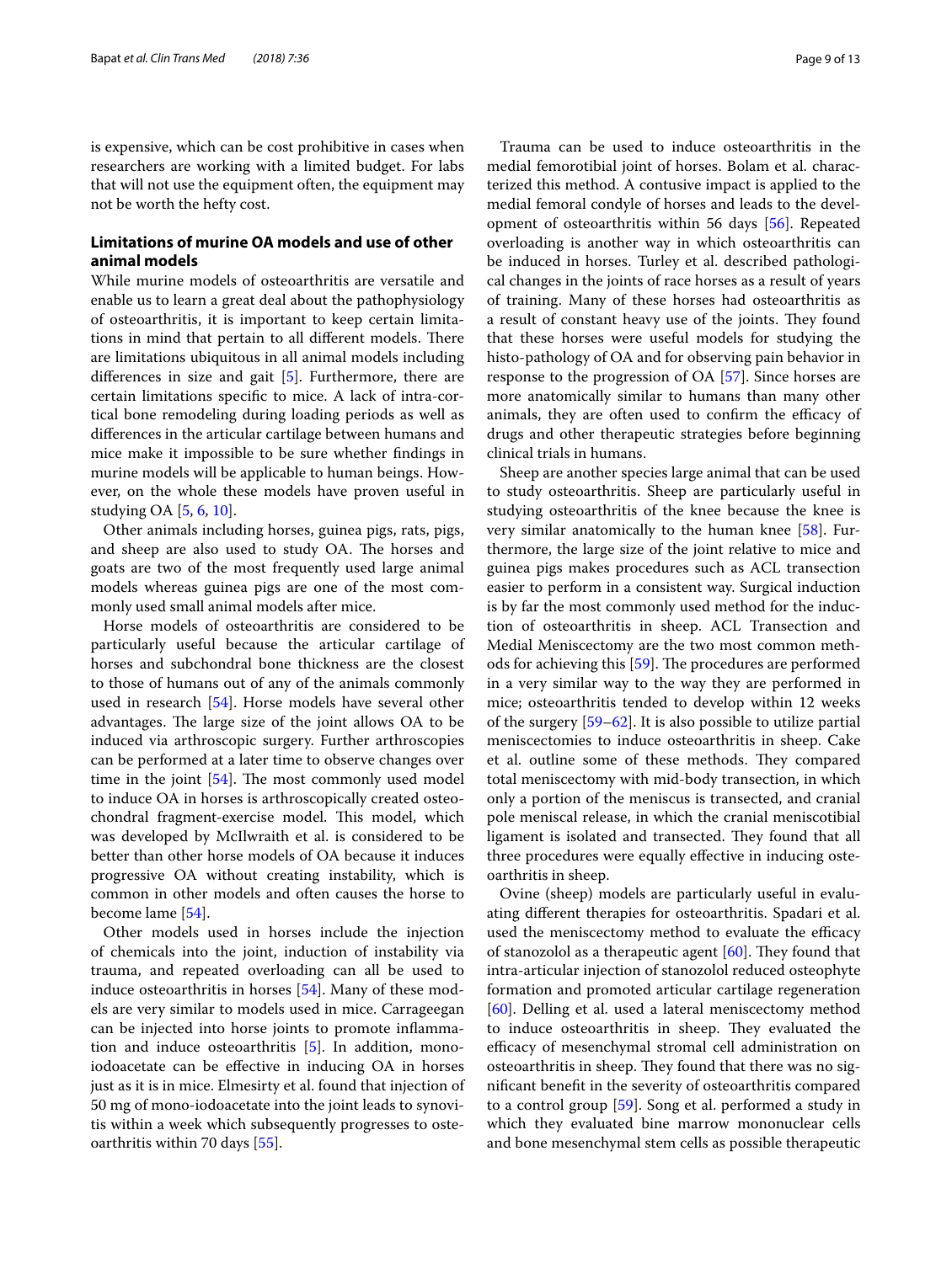is expensive, which can be cost prohibitive in cases when researchers are working with a limited budget. For labs that will not use the equipment often, the equipment may not be worth the hefty cost.

## Limitations of murine OA models and use of other animal models

While murine models of osteoarthritis are versatile and enable us to learn a great deal about the pathophysiology of osteoarthritis, it is important to keep certain limitations in mind that pertain to all different models. There are limitations ubiquitous in all animal models including differences in size and gait [5]. Furthermore, there are certain limitations specific to mice. A lack of intra-cortical bone remodeling during loading periods as well as differences in the articular cartilage between humans and mice make it impossible to be sure whether findings in murine models will be applicable to human beings. However, on the whole these models have proven useful in studying OA [5, 6, 10].

Other animals including horses, guinea pigs, rats, pigs, and sheep are also used to study OA. The horses and goats are two of the most frequently used large animal models whereas guinea pigs are one of the most commonly used small animal models after mice.

Horse models of osteoarthritis are considered to be particularly useful because the articular cartilage of horses and subchondral bone thickness are the closest to those of humans out of any of the animals commonly used in research [54]. Horse models have several other advantages. The large size of the joint allows OA to be induced via arthroscopic surgery. Further arthroscopies can be performed at a later time to observe changes over time in the joint [54]. The most commonly used model to induce OA in horses is arthroscopically created osteochondral fragment-exercise model. This model, which was developed by McIlwraith et al. is considered to be better than other horse models of OA because it induces progressive OA without creating instability, which is common in other models and often causes the horse to become lame [54].

Other models used in horses include the injection of chemicals into the joint, induction of instability via trauma, and repeated overloading can all be used to induce osteoarthritis in horses [54]. Many of these models are very similar to models used in mice. Carrageegan can be injected into horse joints to promote inflammation and induce osteoarthritis [5]. In addition, mono-iodoacetate can be effective in inducing OA in horses just as it is in mice. Elmesirty et al. found that injection of 50 mg of mono-iodoacetate into the joint leads to synovitis within a week which subsequently progresses to osteoarthritis within 70 days [55].

Trauma can be used to induce osteoarthritis in the medial femorotibial joint of horses. Bolam et al. characterized this method. A contusive impact is applied to the medial femoral condyle of horses and leads to the development of osteoarthritis within 56 days [56]. Repeated overloading is another way in which osteoarthritis can be induced in horses. Turley et al. described pathological changes in the joints of race horses as a result of years of training. Many of these horses had osteoarthritis as a result of constant heavy use of the joints. They found that these horses were useful models for studying the histo-pathology of OA and for observing pain behavior in response to the progression of OA [57]. Since horses are more anatomically similar to humans than many other animals, they are often used to confirm the efficacy of drugs and other therapeutic strategies before beginning clinical trials in humans.

Sheep are another species large animal that can be used to study osteoarthritis. Sheep are particularly useful in studying osteoarthritis of the knee because the knee is very similar anatomically to the human knee [58]. Furthermore, the large size of the joint relative to mice and guinea pigs makes procedures such as ACL transection easier to perform in a consistent way. Surgical induction is by far the most commonly used method for the induction of osteoarthritis in sheep. ACL Transection and Medial Meniscectomy are the two most common methods for achieving this [59]. The procedures are performed in a very similar way to the way they are performed in mice; osteoarthritis tended to develop within 12 weeks of the surgery [59–62]. It is also possible to utilize partial meniscectomies to induce osteoarthritis in sheep. Cake et al. outline some of these methods. They compared total meniscectomy with mid-body transection, in which only a portion of the meniscus is transected, and cranial pole meniscal release, in which the cranial meniscotibial ligament is isolated and transected. They found that all three procedures were equally effective in inducing osteoarthritis in sheep.

Ovine (sheep) models are particularly useful in evaluating different therapies for osteoarthritis. Spadari et al. used the meniscectomy method to evaluate the efficacy of stanozolol as a therapeutic agent [60]. They found that intra-articular injection of stanozolol reduced osteophyte formation and promoted articular cartilage regeneration [60]. Delling et al. used a lateral meniscectomy method to induce osteoarthritis in sheep. They evaluated the efficacy of mesenchymal stromal cell administration on osteoarthritis in sheep. They found that there was no significant benefit in the severity of osteoarthritis compared to a control group [59]. Song et al. performed a study in which they evaluated bine marrow mononuclear cells and bone mesenchymal stem cells as possible therapeutic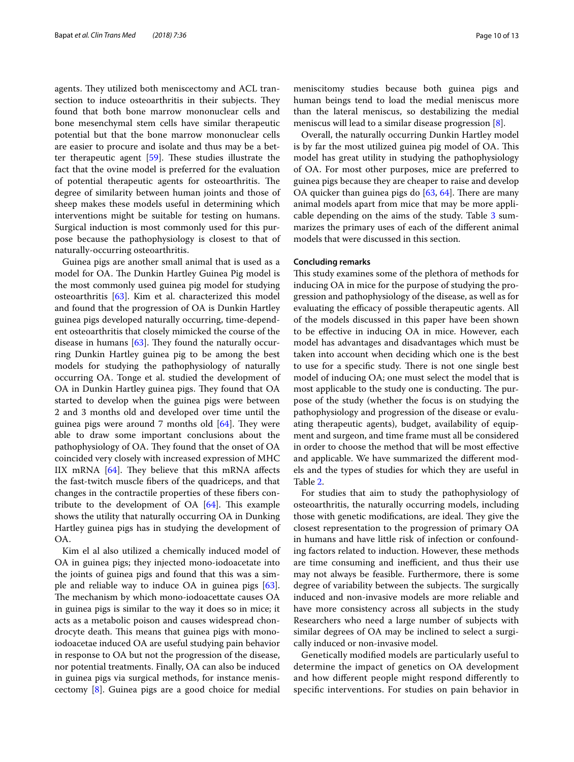agents. They utilized both meniscectomy and ACL transection to induce osteoarthritis in their subjects. They found that both bone marrow mononuclear cells and bone mesenchymal stem cells have similar therapeutic potential but that the bone marrow mononuclear cells are easier to procure and isolate and thus may be a better therapeutic agent [59]. These studies illustrate the fact that the ovine model is preferred for the evaluation of potential therapeutic agents for osteoarthritis. The degree of similarity between human joints and those of sheep makes these models useful in determining which interventions might be suitable for testing on humans. Surgical induction is most commonly used for this purpose because the pathophysiology is closest to that of naturally-occurring osteoarthritis.

Guinea pigs are another small animal that is used as a model for OA. The Dunkin Hartley Guinea Pig model is the most commonly used guinea pig model for studying osteoarthritis [63]. Kim et al. characterized this model and found that the progression of OA is Dunkin Hartley guinea pigs developed naturally occurring, time-dependent osteoarthritis that closely mimicked the course of the disease in humans [63]. They found the naturally occurring Dunkin Hartley guinea pig to be among the best models for studying the pathophysiology of naturally occurring OA. Tonge et al. studied the development of OA in Dunkin Hartley guinea pigs. They found that OA started to develop when the guinea pigs were between 2 and 3 months old and developed over time until the guinea pigs were around 7 months old [64]. They were able to draw some important conclusions about the pathophysiology of OA. They found that the onset of OA coincided very closely with increased expression of MHC IIX mRNA [64]. They believe that this mRNA affects the fast-twitch muscle fibers of the quadriceps, and that changes in the contractile properties of these fibers contribute to the development of OA [64]. This example shows the utility that naturally occurring OA in Dunking Hartley guinea pigs has in studying the development of OA.

Kim el al also utilized a chemically induced model of OA in guinea pigs; they injected mono-iodoacetate into the joints of guinea pigs and found that this was a simple and reliable way to induce OA in guinea pigs [63]. The mechanism by which mono-iodoacettate causes OA in guinea pigs is similar to the way it does so in mice; it acts as a metabolic poison and causes widespread chondrocyte death. This means that guinea pigs with mono-iodoacetae induced OA are useful studying pain behavior in response to OA but not the progression of the disease, nor potential treatments. Finally, OA can also be induced in guinea pigs via surgical methods, for instance meniscectomy [8]. Guinea pigs are a good choice for medial meniscitomy studies because both guinea pigs and human beings tend to load the medial meniscus more than the lateral meniscus, so destabilizing the medial meniscus will lead to a similar disease progression [8].

Overall, the naturally occurring Dunkin Hartley model is by far the most utilized guinea pig model of OA. This model has great utility in studying the pathophysiology of OA. For most other purposes, mice are preferred to guinea pigs because they are cheaper to raise and develop OA quicker than guinea pigs do [63, 64]. There are many animal models apart from mice that may be more applicable depending on the aims of the study. Table 3 summarizes the primary uses of each of the different animal models that were discussed in this section.

## Concluding remarks

This study examines some of the plethora of methods for inducing OA in mice for the purpose of studying the progression and pathophysiology of the disease, as well as for evaluating the efficacy of possible therapeutic agents. All of the models discussed in this paper have been shown to be effective in inducing OA in mice. However, each model has advantages and disadvantages which must be taken into account when deciding which one is the best to use for a specific study. There is not one single best model of inducing OA; one must select the model that is most applicable to the study one is conducting. The purpose of the study (whether the focus is on studying the pathophysiology and progression of the disease or evaluating therapeutic agents), budget, availability of equipment and surgeon, and time frame must all be considered in order to choose the method that will be most effective and applicable. We have summarized the different models and the types of studies for which they are useful in Table 2.

For studies that aim to study the pathophysiology of osteoarthritis, the naturally occurring models, including those with genetic modifications, are ideal. They give the closest representation to the progression of primary OA in humans and have little risk of infection or confounding factors related to induction. However, these methods are time consuming and inefficient, and thus their use may not always be feasible. Furthermore, there is some degree of variability between the subjects. The surgically induced and non-invasive models are more reliable and have more consistency across all subjects in the study Researchers who need a large number of subjects with similar degrees of OA may be inclined to select a surgically induced or non-invasive model.

Genetically modified models are particularly useful to determine the impact of genetics on OA development and how different people might respond differently to specific interventions. For studies on pain behavior in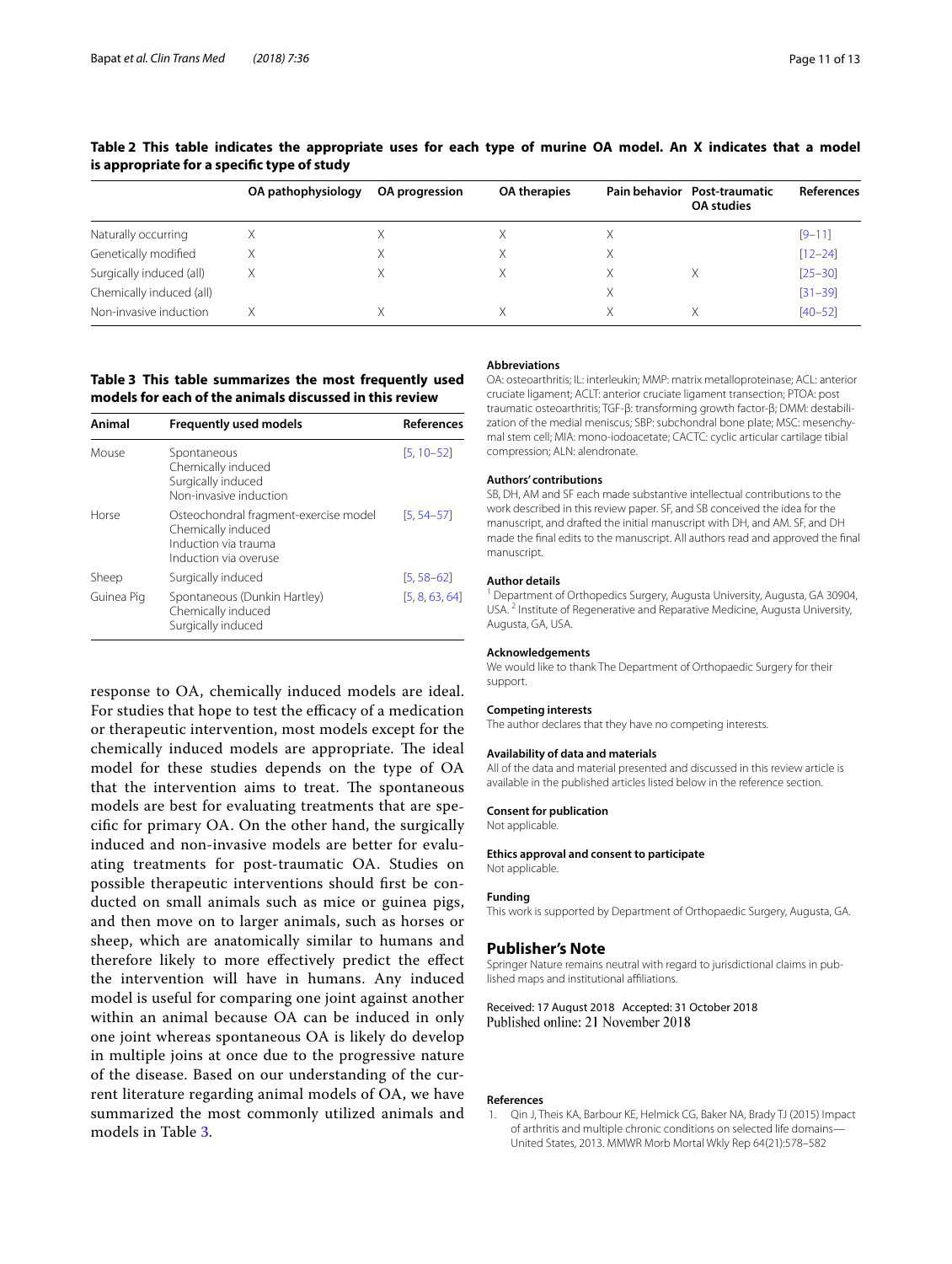**Table 2 This table indicates the appropriate uses for each type of murine OA model. An X indicates that a model is appropriate for a specific type of study**

| | OA pathophysiology | OA progression | OA therapies | Pain behavior | Post-traumatic OA studies | References |
|---|---|---|---|---|---|---|
| Naturally occurring | X | X | X | X | | [9–11] |
| Genetically modified | X | X | X | X | | [12–24] |
| Surgically induced (all) | X | X | X | X | X | [25–30] |
| Chemically induced (all) | | | | X | | [31–39] |
| Non-invasive induction | X | X | X | X | X | [40–52] |

**Table 3 This table summarizes the most frequently used models for each of the animals discussed in this review**

| Animal | Frequently used models | References |
|---|---|---|
| Mouse | Spontaneous<br>Chemically induced<br>Surgically induced<br>Non-invasive induction | [5, 10–52] |
| Horse | Osteochondral fragment-exercise model<br>Chemically induced<br>Induction via trauma<br>Induction via overuse | [5, 54–57] |
| Sheep | Surgically induced | [5, 58–62] |
| Guinea Pig | Spontaneous (Dunkin Hartley)<br>Chemically induced<br>Surgically induced | [5, 8, 63, 64] |

response to OA, chemically induced models are ideal. For studies that hope to test the efficacy of a medication or therapeutic intervention, most models except for the chemically induced models are appropriate. The ideal model for these studies depends on the type of OA that the intervention aims to treat. The spontaneous models are best for evaluating treatments that are specific for primary OA. On the other hand, the surgically induced and non-invasive models are better for evaluating treatments for post-traumatic OA. Studies on possible therapeutic interventions should first be conducted on small animals such as mice or guinea pigs, and then move on to larger animals, such as horses or sheep, which are anatomically similar to humans and therefore likely to more effectively predict the effect the intervention will have in humans. Any induced model is useful for comparing one joint against another within an animal because OA can be induced in only one joint whereas spontaneous OA is likely do develop in multiple joins at once due to the progressive nature of the disease. Based on our understanding of the current literature regarding animal models of OA, we have summarized the most commonly utilized animals and models in Table 3.

#### Abbreviations
OA: osteoarthritis; IL: interleukin; MMP: matrix metalloproteinase; ACL: anterior cruciate ligament; ACLT: anterior cruciate ligament transection; PTOA: post traumatic osteoarthritis; TGF-β: transforming growth factor-β; DMM: destabilization of the medial meniscus; SBP: subchondral bone plate; MSC: mesenchymal stem cell; MIA: mono-iodoacetate; CACTC: cyclic articular cartilage tibial compression; ALN: alendronate.

#### Authors' contributions
SB, DH, AM and SF each made substantive intellectual contributions to the work described in this review paper. SF, and SB conceived the idea for the manuscript, and drafted the initial manuscript with DH, and AM. SF, and DH made the final edits to the manuscript. All authors read and approved the final manuscript.

#### Author details
[1] Department of Orthopedics Surgery, Augusta University, Augusta, GA 30904, USA. [2] Institute of Regenerative and Reparative Medicine, Augusta University, Augusta, GA, USA.

#### Acknowledgements
We would like to thank The Department of Orthopaedic Surgery for their support.

#### Competing interests
The author declares that they have no competing interests.

#### Availability of data and materials
All of the data and material presented and discussed in this review article is available in the published articles listed below in the reference section.

#### Consent for publication
Not applicable.

#### Ethics approval and consent to participate
Not applicable.

#### Funding
This work is supported by Department of Orthopaedic Surgery, Augusta, GA.

### Publisher's Note
Springer Nature remains neutral with regard to jurisdictional claims in published maps and institutional affiliations.

Received: 17 August 2018 Accepted: 31 October 2018
Published online: 21 November 2018

#### References
1. Qin J, Theis KA, Barbour KE, Helmick CG, Baker NA, Brady TJ (2015) Impact of arthritis and multiple chronic conditions on selected life domains—United States, 2013. MMWR Morb Mortal Wkly Rep 64(21):578–582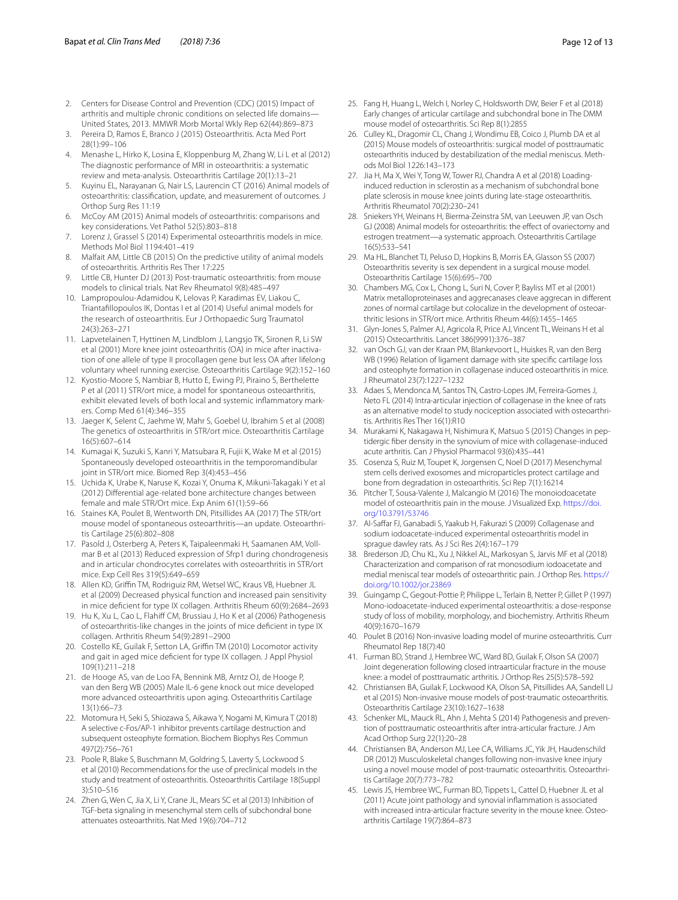2. Centers for Disease Control and Prevention (CDC) (2015) Impact of arthritis and multiple chronic conditions on selected life domains—United States, 2013. MMWR Morb Mortal Wkly Rep 62(44):869–873
3. Pereira D, Ramos E, Branco J (2015) Osteoarthritis. Acta Med Port 28(1):99–106
4. Menashe L, Hirko K, Losina E, Kloppenburg M, Zhang W, Li L et al (2012) The diagnostic performance of MRI in osteoarthritis: a systematic review and meta-analysis. Osteoarthritis Cartilage 20(1):13–21
5. Kuyinu EL, Narayanan G, Nair LS, Laurencin CT (2016) Animal models of osteoarthritis: classification, update, and measurement of outcomes. J Orthop Surg Res 11:19
6. McCoy AM (2015) Animal models of osteoarthritis: comparisons and key considerations. Vet Pathol 52(5):803–818
7. Lorenz J, Grassel S (2014) Experimental osteoarthritis models in mice. Methods Mol Biol 1194:401–419
8. Malfait AM, Little CB (2015) On the predictive utility of animal models of osteoarthritis. Arthritis Res Ther 17:225
9. Little CB, Hunter DJ (2013) Post-traumatic osteoarthritis: from mouse models to clinical trials. Nat Rev Rheumatol 9(8):485–497
10. Lampropoulou-Adamidou K, Lelovas P, Karadimas EV, Liakou C, Triantafillopoulos IK, Dontas I et al (2014) Useful animal models for the research of osteoarthritis. Eur J Orthopaedic Surg Traumatol 24(3):263–271
11. Lapvetelainen T, Hyttinen M, Lindblom J, Langsjo TK, Sironen R, Li SW et al (2001) More knee joint osteoarthritis (OA) in mice after inactivation of one allele of type II procollagen gene but less OA after lifelong voluntary wheel running exercise. Osteoarthritis Cartilage 9(2):152–160
12. Kyostio-Moore S, Nambiar B, Hutto E, Ewing PJ, Piraino S, Berthelette P et al (2011) STR/ort mice, a model for spontaneous osteoarthritis, exhibit elevated levels of both local and systemic inflammatory markers. Comp Med 61(4):346–355
13. Jaeger K, Selent C, Jaehme W, Mahr S, Goebel U, Ibrahim S et al (2008) The genetics of osteoarthritis in STR/ort mice. Osteoarthritis Cartilage 16(5):607–614
14. Kumagai K, Suzuki S, Kanri Y, Matsubara R, Fujii K, Wake M et al (2015) Spontaneously developed osteoarthritis in the temporomandibular joint in STR/ort mice. Biomed Rep 3(4):453–456
15. Uchida K, Urabe K, Naruse K, Kozai Y, Onuma K, Mikuni-Takagaki Y et al (2012) Differential age-related bone architecture changes between female and male STR/Ort mice. Exp Anim 61(1):59–66
16. Staines KA, Poulet B, Wentworth DN, Pitsillides AA (2017) The STR/ort mouse model of spontaneous osteoarthritis—an update. Osteoarthritis Cartilage 25(6):802–808
17. Pasold J, Osterberg A, Peters K, Taipaleenmaki H, Saamanen AM, Vollmar B et al (2013) Reduced expression of Sfrp1 during chondrogenesis and in articular chondrocytes correlates with osteoarthritis in STR/ort mice. Exp Cell Res 319(5):649–659
18. Allen KD, Griffin TM, Rodriguiz RM, Wetsel WC, Kraus VB, Huebner JL et al (2009) Decreased physical function and increased pain sensitivity in mice deficient for type IX collagen. Arthritis Rheum 60(9):2684–2693
19. Hu K, Xu L, Cao L, Flahiff CM, Brussiau J, Ho K et al (2006) Pathogenesis of osteoarthritis-like changes in the joints of mice deficient in type IX collagen. Arthritis Rheum 54(9):2891–2900
20. Costello KE, Guilak F, Setton LA, Griffin TM (2010) Locomotor activity and gait in aged mice deficient for type IX collagen. J Appl Physiol 109(1):211–218
21. de Hooge AS, van de Loo FA, Bennink MB, Arntz OJ, de Hooge P, van den Berg WB (2005) Male IL-6 gene knock out mice developed more advanced osteoarthritis upon aging. Osteoarthritis Cartilage 13(1):66–73
22. Motomura H, Seki S, Shiozawa S, Aikawa Y, Nogami M, Kimura T (2018) A selective c-Fos/AP-1 inhibitor prevents cartilage destruction and subsequent osteophyte formation. Biochem Biophys Res Commun 497(2):756–761
23. Poole R, Blake S, Buschmann M, Goldring S, Laverty S, Lockwood S et al (2010) Recommendations for the use of preclinical models in the study and treatment of osteoarthritis. Osteoarthritis Cartilage 18(Suppl 3):S10–S16
24. Zhen G, Wen C, Jia X, Li Y, Crane JL, Mears SC et al (2013) Inhibition of TGF-beta signaling in mesenchymal stem cells of subchondral bone attenuates osteoarthritis. Nat Med 19(6):704–712
25. Fang H, Huang L, Welch I, Norley C, Holdsworth DW, Beier F et al (2018) Early changes of articular cartilage and subchondral bone in The DMM mouse model of osteoarthritis. Sci Rep 8(1):2855
26. Culley KL, Dragomir CL, Chang J, Wondimu EB, Coico J, Plumb DA et al (2015) Mouse models of osteoarthritis: surgical model of posttraumatic osteoarthritis induced by destabilization of the medial meniscus. Methods Mol Biol 1226:143–173
27. Jia H, Ma X, Wei Y, Tong W, Tower RJ, Chandra A et al (2018) Loading-induced reduction in sclerostin as a mechanism of subchondral bone plate sclerosis in mouse knee joints during late-stage osteoarthritis. Arthritis Rheumatol 70(2):230–241
28. Sniekers YH, Weinans H, Bierma-Zeinstra SM, van Leeuwen JP, van Osch GJ (2008) Animal models for osteoarthritis: the effect of ovariectomy and estrogen treatment—a systematic approach. Osteoarthritis Cartilage 16(5):533–541
29. Ma HL, Blanchet TJ, Peluso D, Hopkins B, Morris EA, Glasson SS (2007) Osteoarthritis severity is sex dependent in a surgical mouse model. Osteoarthritis Cartilage 15(6):695–700
30. Chambers MG, Cox L, Chong L, Suri N, Cover P, Bayliss MT et al (2001) Matrix metalloproteinases and aggrecanases cleave aggrecan in different zones of normal cartilage but colocalize in the development of osteoarthritic lesions in STR/ort mice. Arthritis Rheum 44(6):1455–1465
31. Glyn-Jones S, Palmer AJ, Agricola R, Price AJ, Vincent TL, Weinans H et al (2015) Osteoarthritis. Lancet 386(9991):376–387
32. van Osch GJ, van der Kraan PM, Blankevoort L, Huiskes R, van den Berg WB (1996) Relation of ligament damage with site specific cartilage loss and osteophyte formation in collagenase induced osteoarthritis in mice. J Rheumatol 23(7):1227–1232
33. Adaes S, Mendonca M, Santos TN, Castro-Lopes JM, Ferreira-Gomes J, Neto FL (2014) Intra-articular injection of collagenase in the knee of rats as an alternative model to study nociception associated with osteoarthritis. Arthritis Res Ther 16(1):R10
34. Murakami K, Nakagawa H, Nishimura K, Matsuo S (2015) Changes in peptidergic fiber density in the synovium of mice with collagenase-induced acute arthritis. Can J Physiol Pharmacol 93(6):435–441
35. Cosenza S, Ruiz M, Toupet K, Jorgensen C, Noel D (2017) Mesenchymal stem cells derived exosomes and microparticles protect cartilage and bone from degradation in osteoarthritis. Sci Rep 7(1):16214
36. Pitcher T, Sousa-Valente J, Malcangio M (2016) The monoiodoacetate model of osteoarthritis pain in the mouse. J Visualized Exp. https://doi.org/10.3791/53746
37. Al-Saffar FJ, Ganabadi S, Yaakub H, Fakurazi S (2009) Collagenase and sodium iodoacetate-induced experimental osteoarthritis model in sprague dawley rats. As J Sci Res 2(4):167–179
38. Brederson JD, Chu KL, Xu J, Nikkel AL, Markosyan S, Jarvis MF et al (2018) Characterization and comparison of rat monosodium iodoacetate and medial meniscal tear models of osteoarthritic pain. J Orthop Res. https://doi.org/10.1002/jor.23869
39. Guingamp C, Gegout-Pottie P, Philippe L, Terlain B, Netter P, Gillet P (1997) Mono-iodoacetate-induced experimental osteoarthritis: a dose-response study of loss of mobility, morphology, and biochemistry. Arthritis Rheum 40(9):1670–1679
40. Poulet B (2016) Non-invasive loading model of murine osteoarthritis. Curr Rheumatol Rep 18(7):40
41. Furman BD, Strand J, Hembree WC, Ward BD, Guilak F, Olson SA (2007) Joint degeneration following closed intraarticular fracture in the mouse knee: a model of posttraumatic arthritis. J Orthop Res 25(5):578–592
42. Christiansen BA, Guilak F, Lockwood KA, Olson SA, Pitsillides AA, Sandell LJ et al (2015) Non-invasive mouse models of post-traumatic osteoarthritis. Osteoarthritis Cartilage 23(10):1627–1638
43. Schenker ML, Mauck RL, Ahn J, Mehta S (2014) Pathogenesis and prevention of posttraumatic osteoarthritis after intra-articular fracture. J Am Acad Orthop Surg 22(1):20–28
44. Christiansen BA, Anderson MJ, Lee CA, Williams JC, Yik JH, Haudenschild DR (2012) Musculoskeletal changes following non-invasive knee injury using a novel mouse model of post-traumatic osteoarthritis. Osteoarthritis Cartilage 20(7):773–782
45. Lewis JS, Hembree WC, Furman BD, Tippets L, Cattel D, Huebner JL et al (2011) Acute joint pathology and synovial inflammation is associated with increased intra-articular fracture severity in the mouse knee. Osteoarthritis Cartilage 19(7):864–873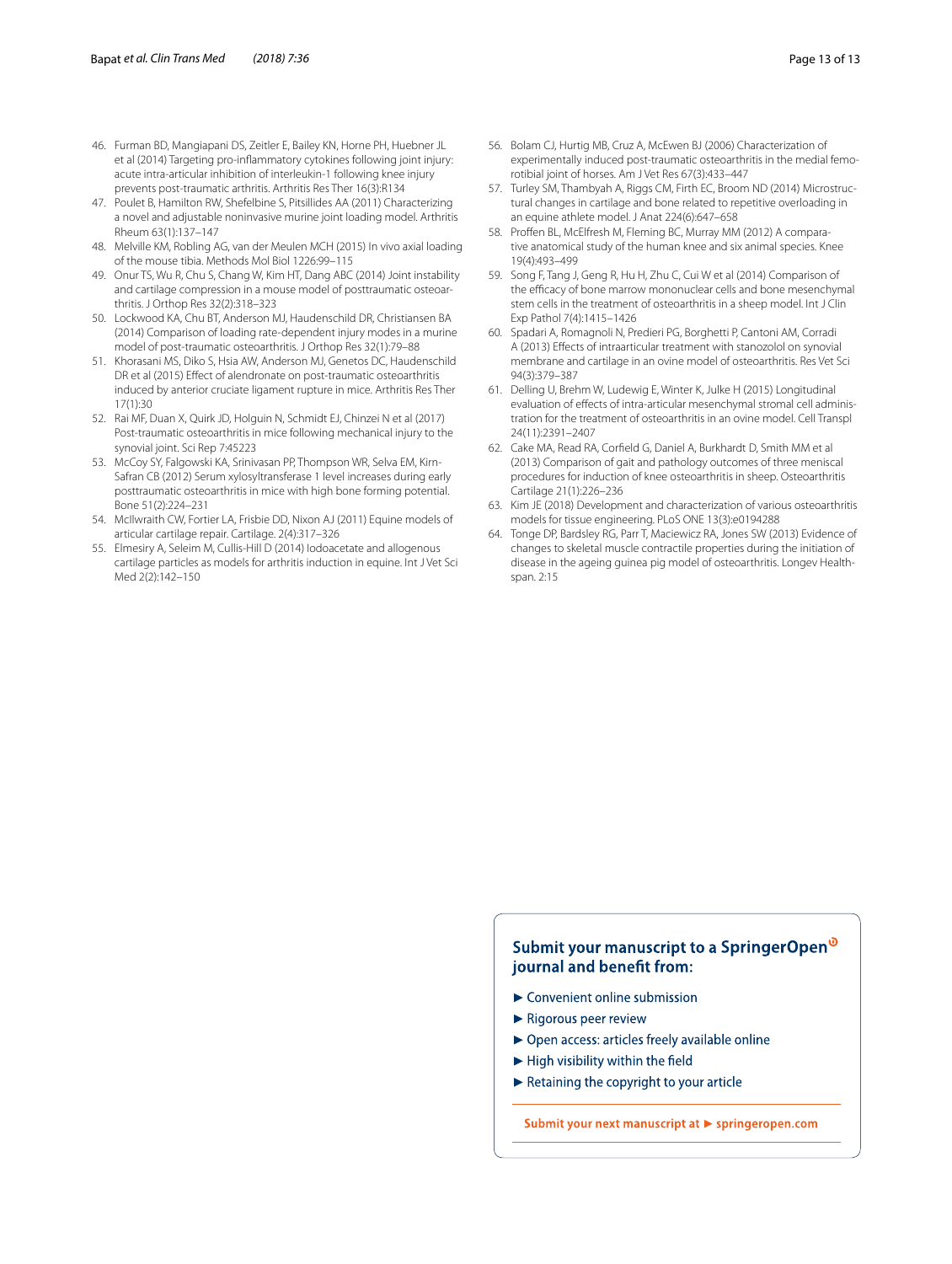46. Furman BD, Mangiapani DS, Zeitler E, Bailey KN, Horne PH, Huebner JL et al (2014) Targeting pro-inflammatory cytokines following joint injury: acute intra-articular inhibition of interleukin-1 following knee injury prevents post-traumatic arthritis. Arthritis Res Ther 16(3):R134
47. Poulet B, Hamilton RW, Shefelbine S, Pitsillides AA (2011) Characterizing a novel and adjustable noninvasive murine joint loading model. Arthritis Rheum 63(1):137–147
48. Melville KM, Robling AG, van der Meulen MCH (2015) In vivo axial loading of the mouse tibia. Methods Mol Biol 1226:99–115
49. Onur TS, Wu R, Chu S, Chang W, Kim HT, Dang ABC (2014) Joint instability and cartilage compression in a mouse model of posttraumatic osteoarthritis. J Orthop Res 32(2):318–323
50. Lockwood KA, Chu BT, Anderson MJ, Haudenschild DR, Christiansen BA (2014) Comparison of loading rate-dependent injury modes in a murine model of post-traumatic osteoarthritis. J Orthop Res 32(1):79–88
51. Khorasani MS, Diko S, Hsia AW, Anderson MJ, Genetos DC, Haudenschild DR et al (2015) Effect of alendronate on post-traumatic osteoarthritis induced by anterior cruciate ligament rupture in mice. Arthritis Res Ther 17(1):30
52. Rai MF, Duan X, Quirk JD, Holguin N, Schmidt EJ, Chinzei N et al (2017) Post-traumatic osteoarthritis in mice following mechanical injury to the synovial joint. Sci Rep 7:45223
53. McCoy SY, Falgowski KA, Srinivasan PP, Thompson WR, Selva EM, Kirn-Safran CB (2012) Serum xylosyltransferase 1 level increases during early posttraumatic osteoarthritis in mice with high bone forming potential. Bone 51(2):224–231
54. McIlwraith CW, Fortier LA, Frisbie DD, Nixon AJ (2011) Equine models of articular cartilage repair. Cartilage. 2(4):317–326
55. Elmesiry A, Seleim M, Cullis-Hill D (2014) Iodoacetate and allogenous cartilage particles as models for arthritis induction in equine. Int J Vet Sci Med 2(2):142–150
56. Bolam CJ, Hurtig MB, Cruz A, McEwen BJ (2006) Characterization of experimentally induced post-traumatic osteoarthritis in the medial femorotibial joint of horses. Am J Vet Res 67(3):433–447
57. Turley SM, Thambyah A, Riggs CM, Firth EC, Broom ND (2014) Microstructural changes in cartilage and bone related to repetitive overloading in an equine athlete model. J Anat 224(6):647–658
58. Proffen BL, McElfresh M, Fleming BC, Murray MM (2012) A comparative anatomical study of the human knee and six animal species. Knee 19(4):493–499
59. Song F, Tang J, Geng R, Hu H, Zhu C, Cui W et al (2014) Comparison of the efficacy of bone marrow mononuclear cells and bone mesenchymal stem cells in the treatment of osteoarthritis in a sheep model. Int J Clin Exp Pathol 7(4):1415–1426
60. Spadari A, Romagnoli N, Predieri PG, Borghetti P, Cantoni AM, Corradi A (2013) Effects of intraarticular treatment with stanozolol on synovial membrane and cartilage in an ovine model of osteoarthritis. Res Vet Sci 94(3):379–387
61. Delling U, Brehm W, Ludewig E, Winter K, Julke H (2015) Longitudinal evaluation of effects of intra-articular mesenchymal stromal cell administration for the treatment of osteoarthritis in an ovine model. Cell Transpl 24(11):2391–2407
62. Cake MA, Read RA, Corfield G, Daniel A, Burkhardt D, Smith MM et al (2013) Comparison of gait and pathology outcomes of three meniscal procedures for induction of knee osteoarthritis in sheep. Osteoarthritis Cartilage 21(1):226–236
63. Kim JE (2018) Development and characterization of various osteoarthritis models for tissue engineering. PLoS ONE 13(3):e0194288
64. Tonge DP, Bardsley RG, Parr T, Maciewicz RA, Jones SW (2013) Evidence of changes to skeletal muscle contractile properties during the initiation of disease in the ageing guinea pig model of osteoarthritis. Longev Healthspan. 2:15